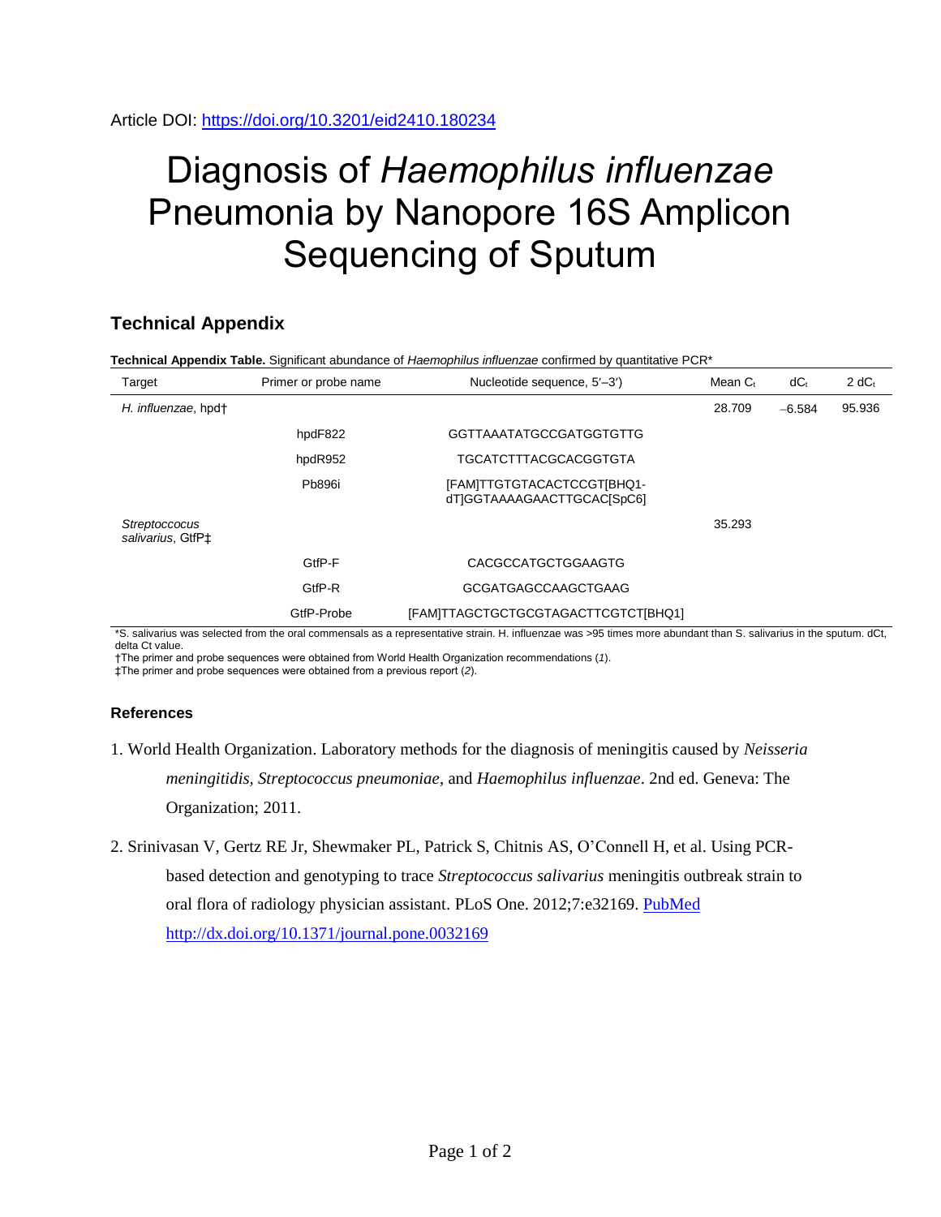Article DOI: https://doi.org/10.3201/eid2410.180234

# Diagnosis of *Haemophilus influenzae* Pneumonia by Nanopore 16S Amplicon Sequencing of Sputum

## Technical Appendix

**Technical Appendix Table.** Significant abundance of *Haemophilus influenzae* confirmed by quantitative PCR*

| Target | Primer or probe name | Nucleotide sequence, 5′–3′) | Mean $C_t$ | $dC_t$ | 2 $dC_t$ |
|---|---|---|---|---|---|
| *H. influenzae*, hpd† | | | 28.709 | −6.584 | 95.936 |
| | hpdF822 | GGTTAAATATGCCGATGGTGTTG | | | |
| | hpdR952 | TGCATCTTTACGCACGGTGTA | | | |
| | Pb896i | [FAM]TTGTGTACACTCCGT[BHQ1-dT]GGTAAAAGAACTTGCAC[SpC6] | | | |
| *Streptoccocus salivarius*, GtfP‡ | | | 35.293 | | |
| | GtfP-F | CACGCCATGCTGGAAGTG | | | |
| | GtfP-R | GCGATGAGCCAAGCTGAAG | | | |
| | GtfP-Probe | [FAM]TTAGCTGCTGCGTAGACTTCGTCT[BHQ1] | | | |

*S. salivarius was selected from the oral commensals as a representative strain. H. influenzae was >95 times more abundant than S. salivarius in the sputum. dCt, delta Ct value.
†The primer and probe sequences were obtained from World Health Organization recommendations (*1*).
‡The primer and probe sequences were obtained from a previous report (*2*).

### References

1. World Health Organization. Laboratory methods for the diagnosis of meningitis caused by *Neisseria meningitidis, Streptococcus pneumoniae*, and *Haemophilus influenzae*. 2nd ed. Geneva: The Organization; 2011.

2. Srinivasan V, Gertz RE Jr, Shewmaker PL, Patrick S, Chitnis AS, O'Connell H, et al. Using PCR-based detection and genotyping to trace *Streptococcus salivarius* meningitis outbreak strain to oral flora of radiology physician assistant. PLoS One. 2012;7:e32169. PubMed http://dx.doi.org/10.1371/journal.pone.0032169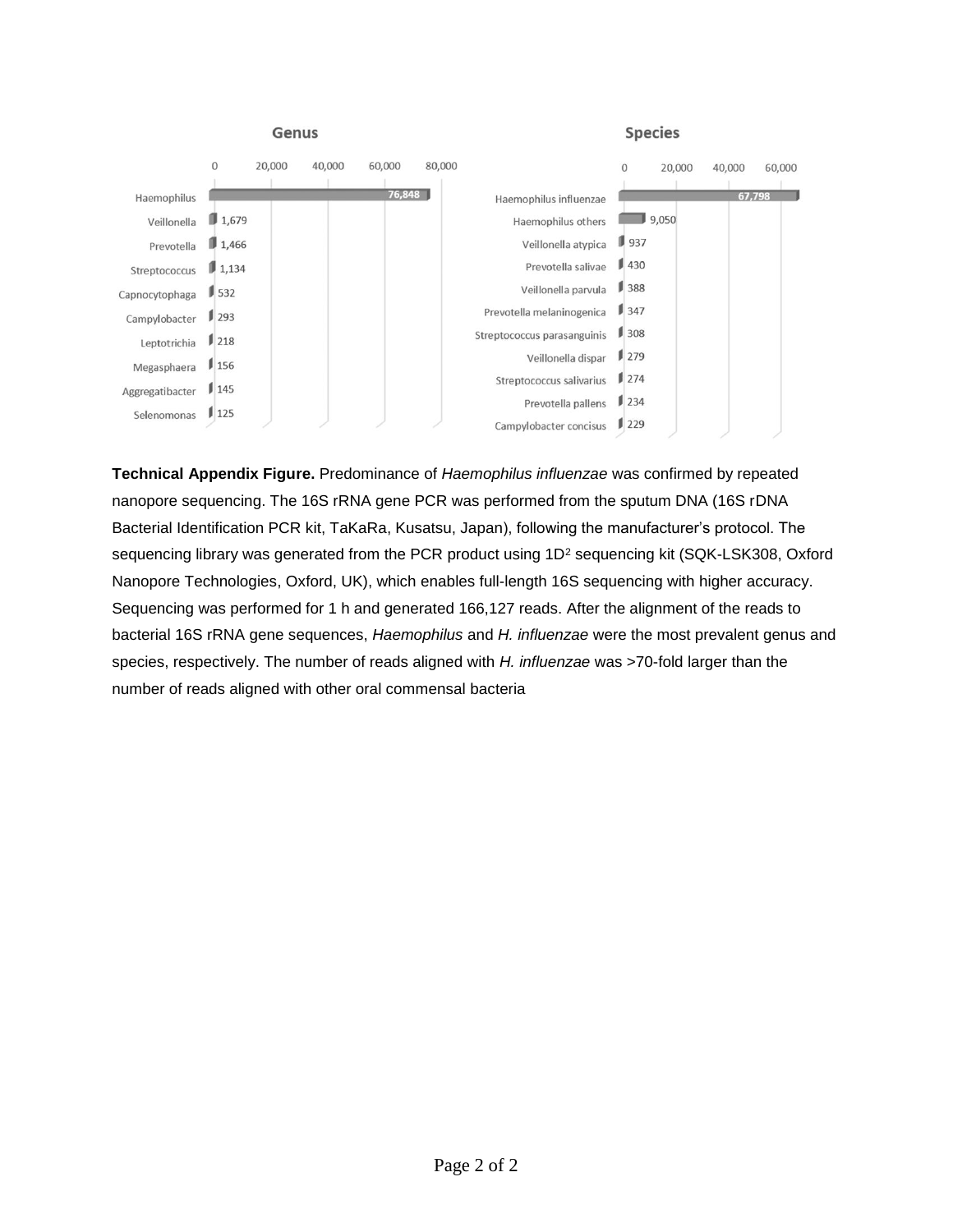Genus

0
20,000
40,000
60,000
80,000

Haemophilus 76,848
Veillonella 1,679
Prevotella 1,466
Streptococcus 1,134
Capnocytophaga 532
Campylobacter 293
Leptotrichia 218
Megasphaera 156
Aggregatibacter 145
Selenomonas 125

Species

0
20,000
40,000
60,000

Haemophilus influenzae 67,798
Haemophilus others 9,050
Veillonella atypica 937
Prevotella salivae 430
Veillonella parvula 388
Prevotella melaninogenica 347
Streptococcus parasanguinis 308
Veillonella dispar 279
Streptococcus salivarius 274
Prevotella pallens 234
Campylobacter concisus 229

**Technical Appendix Figure.** Predominance of *Haemophilus influenzae* was confirmed by repeated nanopore sequencing. The 16S rRNA gene PCR was performed from the sputum DNA (16S rDNA Bacterial Identification PCR kit, TaKaRa, Kusatsu, Japan), following the manufacturer's protocol. The sequencing library was generated from the PCR product using 1D$^2$ sequencing kit (SQK-LSK308, Oxford Nanopore Technologies, Oxford, UK), which enables full-length 16S sequencing with higher accuracy. Sequencing was performed for 1 h and generated 166,127 reads. After the alignment of the reads to bacterial 16S rRNA gene sequences, *Haemophilus* and *H. influenzae* were the most prevalent genus and species, respectively. The number of reads aligned with *H. influenzae* was >70-fold larger than the number of reads aligned with other oral commensal bacteria